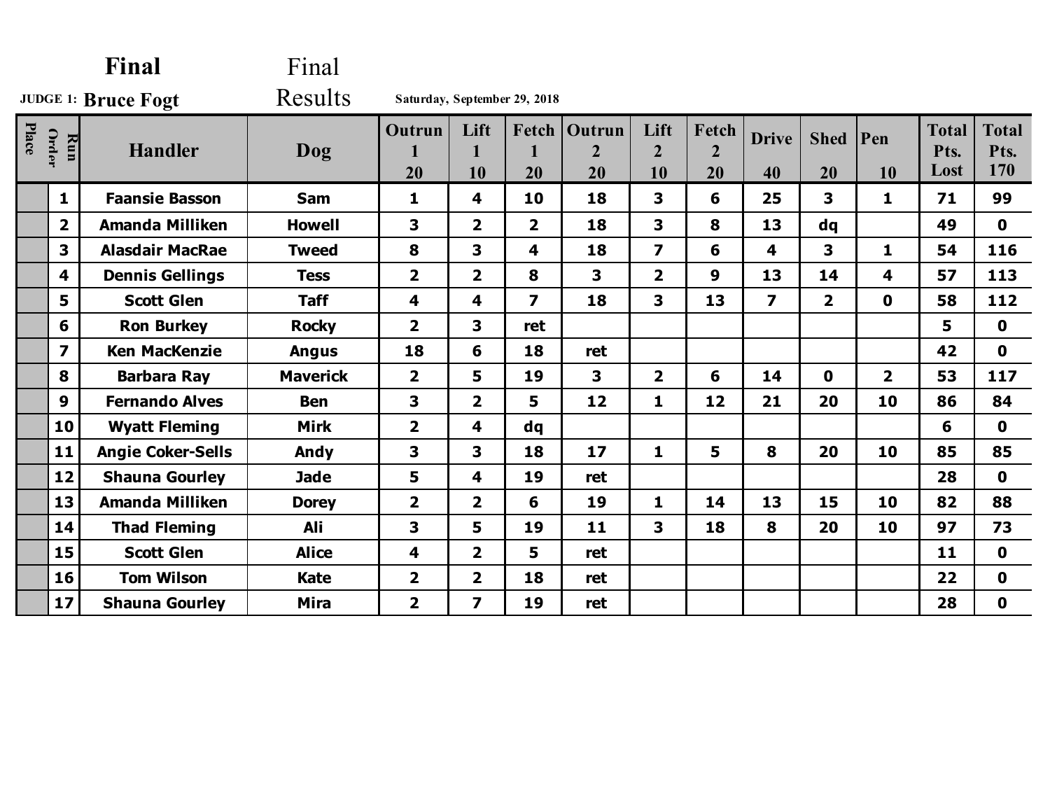**Final** Final Results

**JUDGE 1: Bruce Fogt**

**Saturday, September 29, 2018**

| Place | Run Order | Handler | Dog | Outrun 1 20 | Lift 1 10 | Fetch 1 20 | Outrun 2 20 | Lift 2 10 | Fetch 2 20 | Drive 40 | Shed 20 | Pen 10 | Total Pts. Lost | Total Pts. 170 |
|---|---|---|---|---|---|---|---|---|---|---|---|---|---|---|
| | 1 | Faansie Basson | Sam | 1 | 4 | 10 | 18 | 3 | 6 | 25 | 3 | 1 | 71 | 99 |
| | 2 | Amanda Milliken | Howell | 3 | 2 | 2 | 18 | 3 | 8 | 13 | dq | | 49 | 0 |
| | 3 | Alasdair MacRae | Tweed | 8 | 3 | 4 | 18 | 7 | 6 | 4 | 3 | 1 | 54 | 116 |
| | 4 | Dennis Gellings | Tess | 2 | 2 | 8 | 3 | 2 | 9 | 13 | 14 | 4 | 57 | 113 |
| | 5 | Scott Glen | Taff | 4 | 4 | 7 | 18 | 3 | 13 | 7 | 2 | 0 | 58 | 112 |
| | 6 | Ron Burkey | Rocky | 2 | 3 | ret | | | | | | | 5 | 0 |
| | 7 | Ken MacKenzie | Angus | 18 | 6 | 18 | ret | | | | | | 42 | 0 |
| | 8 | Barbara Ray | Maverick | 2 | 5 | 19 | 3 | 2 | 6 | 14 | 0 | 2 | 53 | 117 |
| | 9 | Fernando Alves | Ben | 3 | 2 | 5 | 12 | 1 | 12 | 21 | 20 | 10 | 86 | 84 |
| | 10 | Wyatt Fleming | Mirk | 2 | 4 | dq | | | | | | | 6 | 0 |
| | 11 | Angie Coker-Sells | Andy | 3 | 3 | 18 | 17 | 1 | 5 | 8 | 20 | 10 | 85 | 85 |
| | 12 | Shauna Gourley | Jade | 5 | 4 | 19 | ret | | | | | | 28 | 0 |
| | 13 | Amanda Milliken | Dorey | 2 | 2 | 6 | 19 | 1 | 14 | 13 | 15 | 10 | 82 | 88 |
| | 14 | Thad Fleming | Ali | 3 | 5 | 19 | 11 | 3 | 18 | 8 | 20 | 10 | 97 | 73 |
| | 15 | Scott Glen | Alice | 4 | 2 | 5 | ret | | | | | | 11 | 0 |
| | 16 | Tom Wilson | Kate | 2 | 2 | 18 | ret | | | | | | 22 | 0 |
| | 17 | Shauna Gourley | Mira | 2 | 7 | 19 | ret | | | | | | 28 | 0 |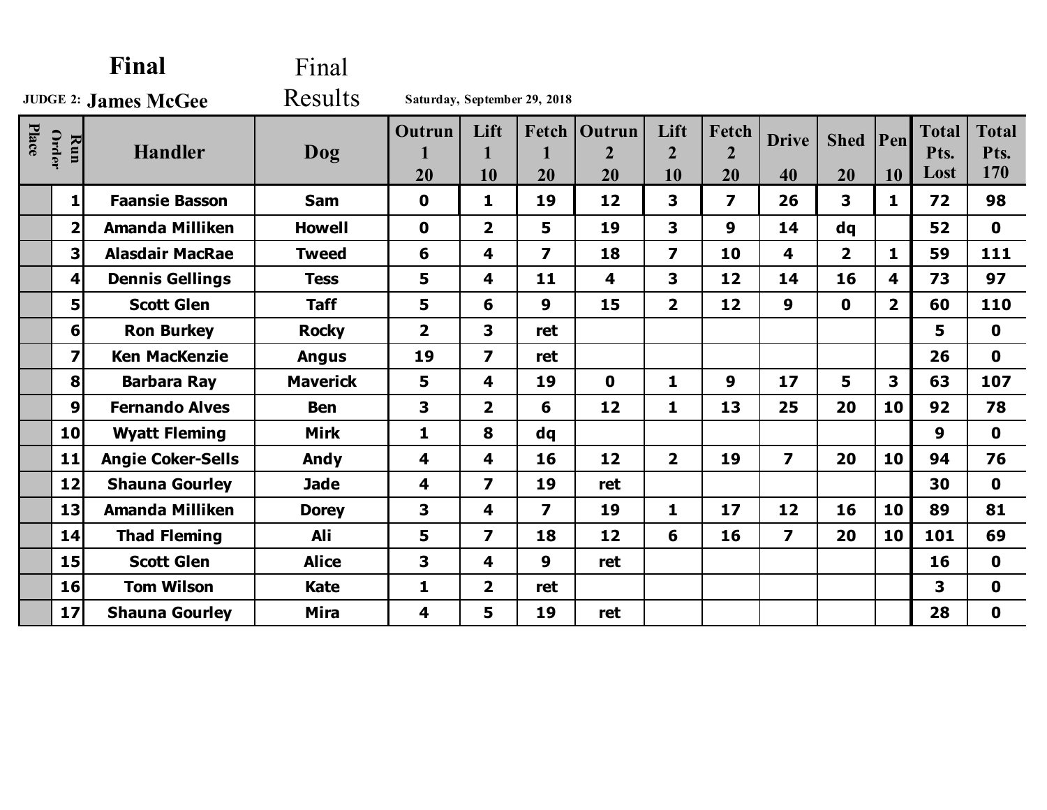# Final

**JUDGE 2: James McGee**

Final Results

**Saturday, September 29, 2018**

| Place | Run Order | Handler | Dog | Outrun 1 20 | Lift 1 10 | Fetch 1 20 | Outrun 2 20 | Lift 2 10 | Fetch 2 20 | Drive 40 | Shed 20 | Pen 10 | Total Pts. Lost | Total Pts. 170 |
|---|---|---|---|---|---|---|---|---|---|---|---|---|---|---|
| | 1 | Faansie Basson | Sam | 0 | 1 | 19 | 12 | 3 | 7 | 26 | 3 | 1 | 72 | 98 |
| | 2 | Amanda Milliken | Howell | 0 | 2 | 5 | 19 | 3 | 9 | 14 | dq | | 52 | 0 |
| | 3 | Alasdair MacRae | Tweed | 6 | 4 | 7 | 18 | 7 | 10 | 4 | 2 | 1 | 59 | 111 |
| | 4 | Dennis Gellings | Tess | 5 | 4 | 11 | 4 | 3 | 12 | 14 | 16 | 4 | 73 | 97 |
| | 5 | Scott Glen | Taff | 5 | 6 | 9 | 15 | 2 | 12 | 9 | 0 | 2 | 60 | 110 |
| | 6 | Ron Burkey | Rocky | 2 | 3 | ret | | | | | | | 5 | 0 |
| | 7 | Ken MacKenzie | Angus | 19 | 7 | ret | | | | | | | 26 | 0 |
| | 8 | Barbara Ray | Maverick | 5 | 4 | 19 | 0 | 1 | 9 | 17 | 5 | 3 | 63 | 107 |
| | 9 | Fernando Alves | Ben | 3 | 2 | 6 | 12 | 1 | 13 | 25 | 20 | 10 | 92 | 78 |
| | 10 | Wyatt Fleming | Mirk | 1 | 8 | dq | | | | | | | 9 | 0 |
| | 11 | Angie Coker-Sells | Andy | 4 | 4 | 16 | 12 | 2 | 19 | 7 | 20 | 10 | 94 | 76 |
| | 12 | Shauna Gourley | Jade | 4 | 7 | 19 | ret | | | | | | 30 | 0 |
| | 13 | Amanda Milliken | Dorey | 3 | 4 | 7 | 19 | 1 | 17 | 12 | 16 | 10 | 89 | 81 |
| | 14 | Thad Fleming | Ali | 5 | 7 | 18 | 12 | 6 | 16 | 7 | 20 | 10 | 101 | 69 |
| | 15 | Scott Glen | Alice | 3 | 4 | 9 | ret | | | | | | 16 | 0 |
| | 16 | Tom Wilson | Kate | 1 | 2 | ret | | | | | | | 3 | 0 |
| | 17 | Shauna Gourley | Mira | 4 | 5 | 19 | ret | | | | | | 28 | 0 |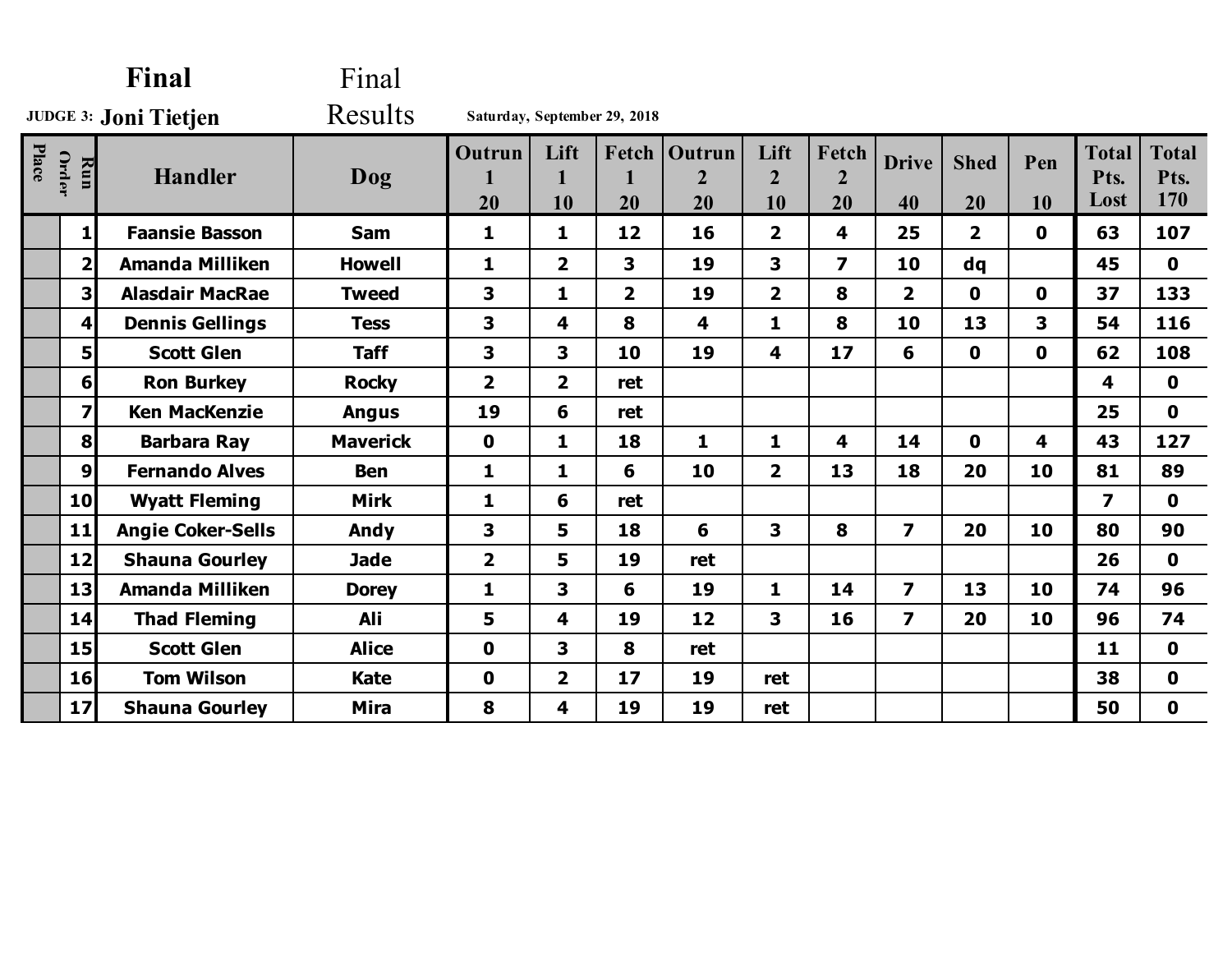**Final**

Final Results

**JUDGE 3: Joni Tietjen**

**Saturday, September 29, 2018**

| Place | Run Order | Handler | Dog | Outrun 1 20 | Lift 1 10 | Fetch 1 20 | Outrun 2 20 | Lift 2 10 | Fetch 2 20 | Drive 40 | Shed 20 | Pen 10 | Total Pts. Lost | Total Pts. 170 |
|---|---|---|---|---|---|---|---|---|---|---|---|---|---|---|
| | 1 | Faansie Basson | Sam | 1 | 1 | 12 | 16 | 2 | 4 | 25 | 2 | 0 | 63 | 107 |
| | 2 | Amanda Milliken | Howell | 1 | 2 | 3 | 19 | 3 | 7 | 10 | dq | | 45 | 0 |
| | 3 | Alasdair MacRae | Tweed | 3 | 1 | 2 | 19 | 2 | 8 | 2 | 0 | 0 | 37 | 133 |
| | 4 | Dennis Gellings | Tess | 3 | 4 | 8 | 4 | 1 | 8 | 10 | 13 | 3 | 54 | 116 |
| | 5 | Scott Glen | Taff | 3 | 3 | 10 | 19 | 4 | 17 | 6 | 0 | 0 | 62 | 108 |
| | 6 | Ron Burkey | Rocky | 2 | 2 | ret | | | | | | | 4 | 0 |
| | 7 | Ken MacKenzie | Angus | 19 | 6 | ret | | | | | | | 25 | 0 |
| | 8 | Barbara Ray | Maverick | 0 | 1 | 18 | 1 | 1 | 4 | 14 | 0 | 4 | 43 | 127 |
| | 9 | Fernando Alves | Ben | 1 | 1 | 6 | 10 | 2 | 13 | 18 | 20 | 10 | 81 | 89 |
| | 10 | Wyatt Fleming | Mirk | 1 | 6 | ret | | | | | | | 7 | 0 |
| | 11 | Angie Coker-Sells | Andy | 3 | 5 | 18 | 6 | 3 | 8 | 7 | 20 | 10 | 80 | 90 |
| | 12 | Shauna Gourley | Jade | 2 | 5 | 19 | ret | | | | | | 26 | 0 |
| | 13 | Amanda Milliken | Dorey | 1 | 3 | 6 | 19 | 1 | 14 | 7 | 13 | 10 | 74 | 96 |
| | 14 | Thad Fleming | Ali | 5 | 4 | 19 | 12 | 3 | 16 | 7 | 20 | 10 | 96 | 74 |
| | 15 | Scott Glen | Alice | 0 | 3 | 8 | ret | | | | | | 11 | 0 |
| | 16 | Tom Wilson | Kate | 0 | 2 | 17 | 19 | ret | | | | | 38 | 0 |
| | 17 | Shauna Gourley | Mira | 8 | 4 | 19 | 19 | ret | | | | | 50 | 0 |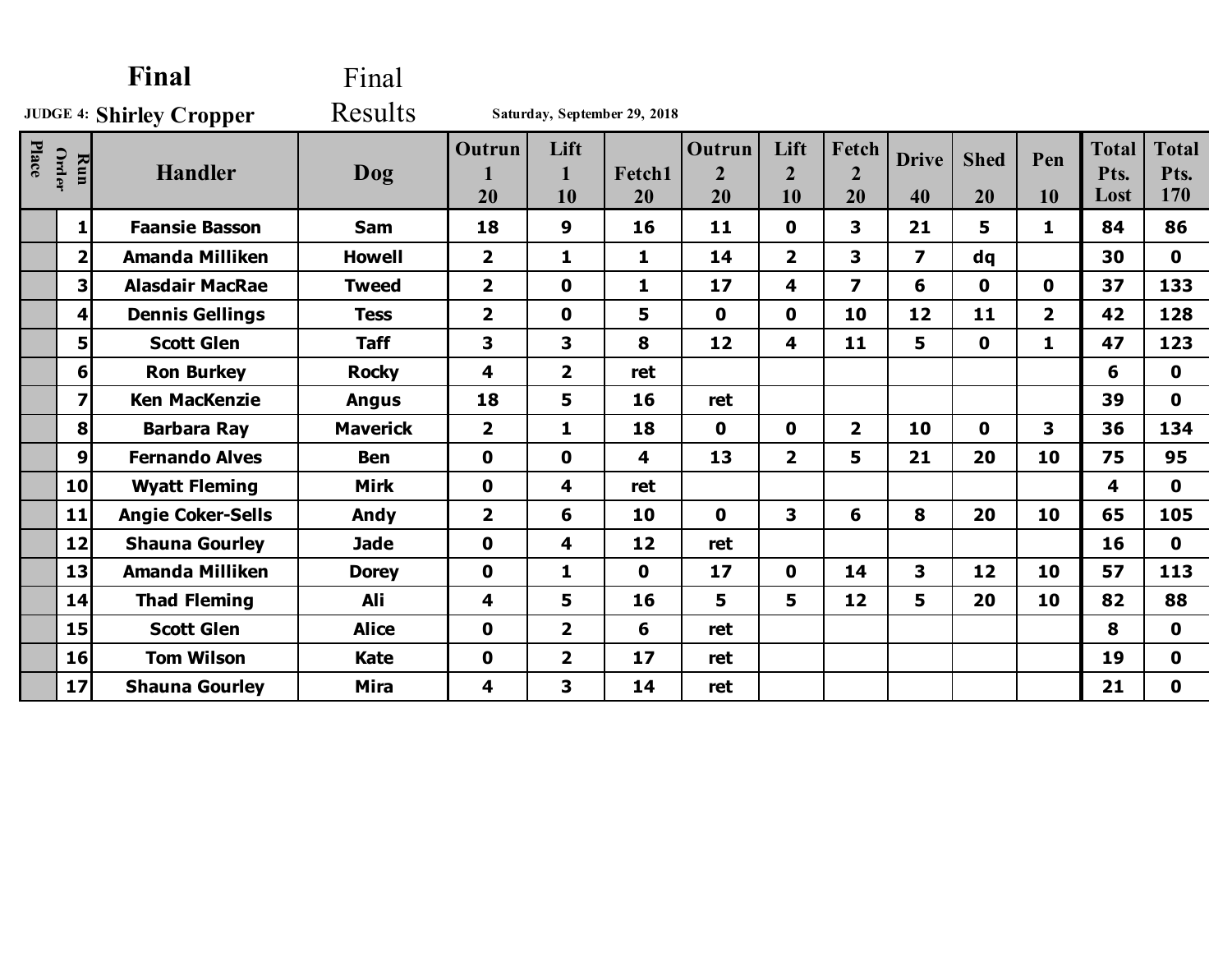# Final

**JUDGE 4: Shirley Cropper**

Final Results

Saturday, September 29, 2018

| Place | Run Order | Handler | Dog | Outrun 1 20 | Lift 1 10 | Fetch1 20 | Outrun 2 20 | Lift 2 10 | Fetch 2 20 | Drive 40 | Shed 20 | Pen 10 | Total Pts. Lost | Total Pts. 170 |
|---|---|---|---|---|---|---|---|---|---|---|---|---|---|---|
| | 1 | Faansie Basson | Sam | 18 | 9 | 16 | 11 | 0 | 3 | 21 | 5 | 1 | 84 | 86 |
| | 2 | Amanda Milliken | Howell | 2 | 1 | 1 | 14 | 2 | 3 | 7 | dq | | 30 | 0 |
| | 3 | Alasdair MacRae | Tweed | 2 | 0 | 1 | 17 | 4 | 7 | 6 | 0 | 0 | 37 | 133 |
| | 4 | Dennis Gellings | Tess | 2 | 0 | 5 | 0 | 0 | 10 | 12 | 11 | 2 | 42 | 128 |
| | 5 | Scott Glen | Taff | 3 | 3 | 8 | 12 | 4 | 11 | 5 | 0 | 1 | 47 | 123 |
| | 6 | Ron Burkey | Rocky | 4 | 2 | ret | | | | | | | 6 | 0 |
| | 7 | Ken MacKenzie | Angus | 18 | 5 | 16 | ret | | | | | | 39 | 0 |
| | 8 | Barbara Ray | Maverick | 2 | 1 | 18 | 0 | 0 | 2 | 10 | 0 | 3 | 36 | 134 |
| | 9 | Fernando Alves | Ben | 0 | 0 | 4 | 13 | 2 | 5 | 21 | 20 | 10 | 75 | 95 |
| | 10 | Wyatt Fleming | Mirk | 0 | 4 | ret | | | | | | | 4 | 0 |
| | 11 | Angie Coker-Sells | Andy | 2 | 6 | 10 | 0 | 3 | 6 | 8 | 20 | 10 | 65 | 105 |
| | 12 | Shauna Gourley | Jade | 0 | 4 | 12 | ret | | | | | | 16 | 0 |
| | 13 | Amanda Milliken | Dorey | 0 | 1 | 0 | 17 | 0 | 14 | 3 | 12 | 10 | 57 | 113 |
| | 14 | Thad Fleming | Ali | 4 | 5 | 16 | 5 | 5 | 12 | 5 | 20 | 10 | 82 | 88 |
| | 15 | Scott Glen | Alice | 0 | 2 | 6 | ret | | | | | | 8 | 0 |
| | 16 | Tom Wilson | Kate | 0 | 2 | 17 | ret | | | | | | 19 | 0 |
| | 17 | Shauna Gourley | Mira | 4 | 3 | 14 | ret | | | | | | 21 | 0 |